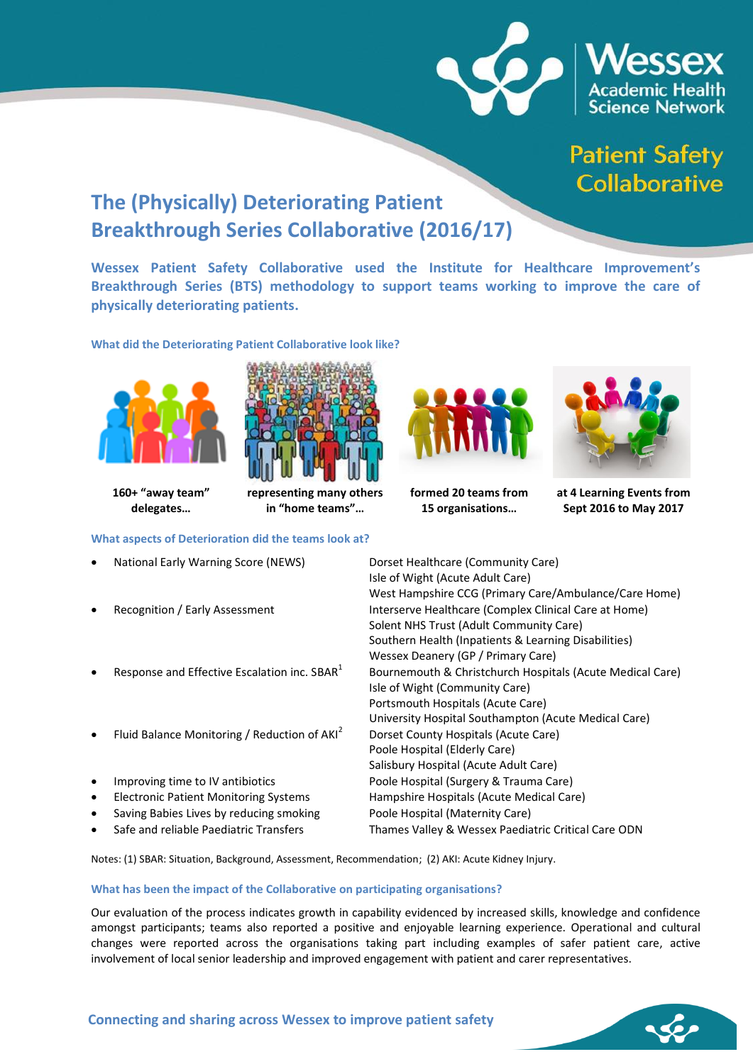Wessex Academic Health Science Network

Patient Safety Collaborative

# The (Physically) Deteriorating Patient Breakthrough Series Collaborative (2016/17)

**Wessex Patient Safety Collaborative used the Institute for Healthcare Improvement's Breakthrough Series (BTS) methodology to support teams working to improve the care of physically deteriorating patients.**

### What did the Deteriorating Patient Collaborative look like?

**160+ "away team" delegates…** **representing many others in "home teams"…** **formed 20 teams from 15 organisations…** **at 4 Learning Events from Sept 2016 to May 2017**

### What aspects of Deterioration did the teams look at?

| | |
|---|---|
| • National Early Warning Score (NEWS) | Dorset Healthcare (Community Care)<br>Isle of Wight (Acute Adult Care)<br>West Hampshire CCG (Primary Care/Ambulance/Care Home) |
| • Recognition / Early Assessment | Interserve Healthcare (Complex Clinical Care at Home)<br>Solent NHS Trust (Adult Community Care)<br>Southern Health (Inpatients & Learning Disabilities)<br>Wessex Deanery (GP / Primary Care) |
| • Response and Effective Escalation inc. SBAR[1] | Bournemouth & Christchurch Hospitals (Acute Medical Care)<br>Isle of Wight (Community Care)<br>Portsmouth Hospitals (Acute Care)<br>University Hospital Southampton (Acute Medical Care) |
| • Fluid Balance Monitoring / Reduction of AKI[2] | Dorset County Hospitals (Acute Care)<br>Poole Hospital (Elderly Care)<br>Salisbury Hospital (Acute Adult Care) |
| • Improving time to IV antibiotics | Poole Hospital (Surgery & Trauma Care) |
| • Electronic Patient Monitoring Systems | Hampshire Hospitals (Acute Medical Care) |
| • Saving Babies Lives by reducing smoking | Poole Hospital (Maternity Care) |
| • Safe and reliable Paediatric Transfers | Thames Valley & Wessex Paediatric Critical Care ODN |

Notes: (1) SBAR: Situation, Background, Assessment, Recommendation; (2) AKI: Acute Kidney Injury.

### What has been the impact of the Collaborative on participating organisations?

Our evaluation of the process indicates growth in capability evidenced by increased skills, knowledge and confidence amongst participants; teams also reported a positive and enjoyable learning experience. Operational and cultural changes were reported across the organisations taking part including examples of safer patient care, active involvement of local senior leadership and improved engagement with patient and carer representatives.

**Connecting and sharing across Wessex to improve patient safety**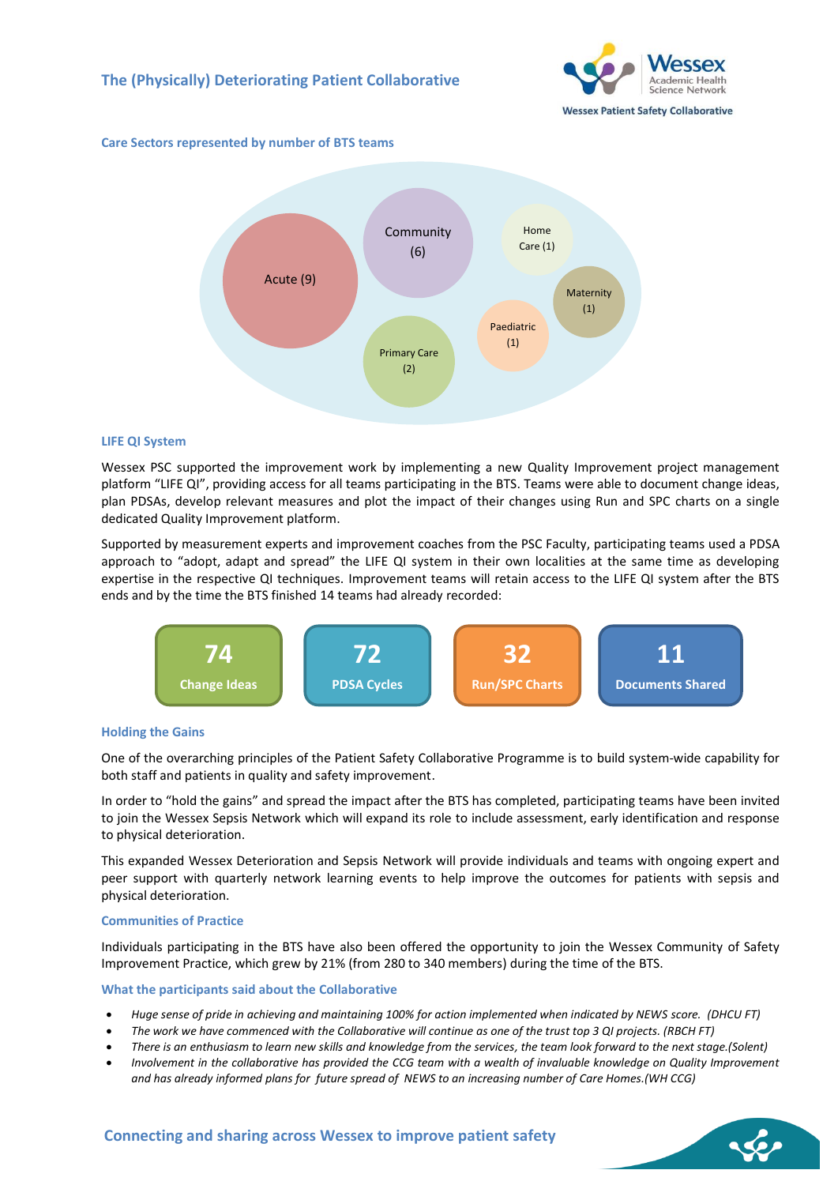## The (Physically) Deteriorating Patient Collaborative

Wessex Academic Health Science Network

Wessex Patient Safety Collaborative

### Care Sectors represented by number of BTS teams

Acute (9)
Community (6)
Home Care (1)
Maternity (1)
Paediatric (1)
Primary Care (2)

### LIFE QI System

Wessex PSC supported the improvement work by implementing a new Quality Improvement project management platform "LIFE QI", providing access for all teams participating in the BTS. Teams were able to document change ideas, plan PDSAs, develop relevant measures and plot the impact of their changes using Run and SPC charts on a single dedicated Quality Improvement platform.

Supported by measurement experts and improvement coaches from the PSC Faculty, participating teams used a PDSA approach to "adopt, adapt and spread" the LIFE QI system in their own localities at the same time as developing expertise in the respective QI techniques. Improvement teams will retain access to the LIFE QI system after the BTS ends and by the time the BTS finished 14 teams had already recorded:

**74** Change Ideas

**72** PDSA Cycles

**32** Run/SPC Charts

**11** Documents Shared

### Holding the Gains

One of the overarching principles of the Patient Safety Collaborative Programme is to build system-wide capability for both staff and patients in quality and safety improvement.

In order to "hold the gains" and spread the impact after the BTS has completed, participating teams have been invited to join the Wessex Sepsis Network which will expand its role to include assessment, early identification and response to physical deterioration.

This expanded Wessex Deterioration and Sepsis Network will provide individuals and teams with ongoing expert and peer support with quarterly network learning events to help improve the outcomes for patients with sepsis and physical deterioration.

### Communities of Practice

Individuals participating in the BTS have also been offered the opportunity to join the Wessex Community of Safety Improvement Practice, which grew by 21% (from 280 to 340 members) during the time of the BTS.

### What the participants said about the Collaborative

- *Huge sense of pride in achieving and maintaining 100% for action implemented when indicated by NEWS score. (DHCU FT)*
- *The work we have commenced with the Collaborative will continue as one of the trust top 3 QI projects. (RBCH FT)*
- *There is an enthusiasm to learn new skills and knowledge from the services, the team look forward to the next stage.(Solent)*
- *Involvement in the collaborative has provided the CCG team with a wealth of invaluable knowledge on Quality Improvement and has already informed plans for future spread of NEWS to an increasing number of Care Homes.(WH CCG)*

**Connecting and sharing across Wessex to improve patient safety**